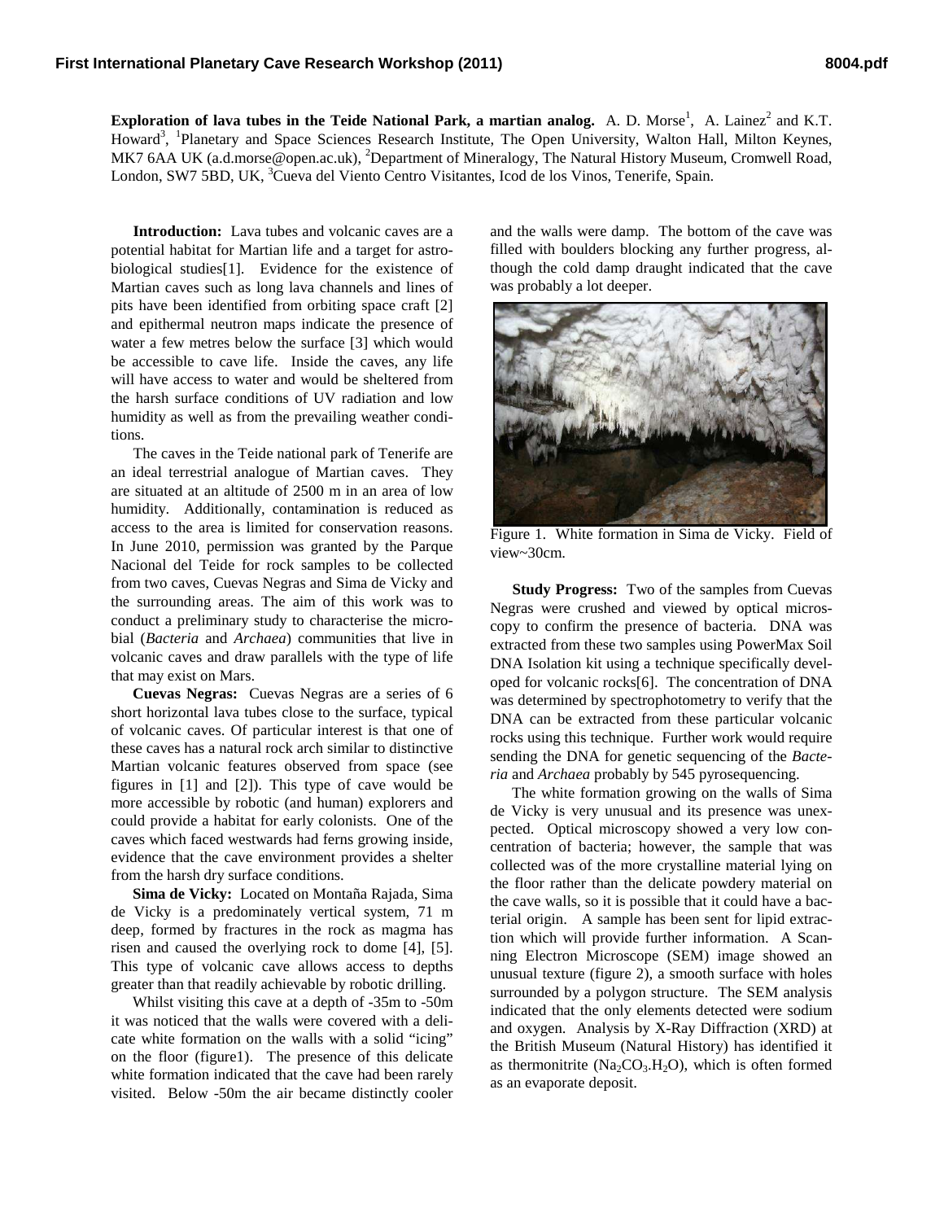**Exploration of lava tubes in the Teide National Park, a martian analog.** A. D. Morse[1], A. Lainez[2] and K.T. Howard[3], [1]Planetary and Space Sciences Research Institute, The Open University, Walton Hall, Milton Keynes, MK7 6AA UK (a.d.morse@open.ac.uk), [2]Department of Mineralogy, The Natural History Museum, Cromwell Road, London, SW7 5BD, UK, [3]Cueva del Viento Centro Visitantes, Icod de los Vinos, Tenerife, Spain.

**Introduction:** Lava tubes and volcanic caves are a potential habitat for Martian life and a target for astrobiological studies[1]. Evidence for the existence of Martian caves such as long lava channels and lines of pits have been identified from orbiting space craft [2] and epithermal neutron maps indicate the presence of water a few metres below the surface [3] which would be accessible to cave life. Inside the caves, any life will have access to water and would be sheltered from the harsh surface conditions of UV radiation and low humidity as well as from the prevailing weather conditions.

The caves in the Teide national park of Tenerife are an ideal terrestrial analogue of Martian caves. They are situated at an altitude of 2500 m in an area of low humidity. Additionally, contamination is reduced as access to the area is limited for conservation reasons. In June 2010, permission was granted by the Parque Nacional del Teide for rock samples to be collected from two caves, Cuevas Negras and Sima de Vicky and the surrounding areas. The aim of this work was to conduct a preliminary study to characterise the microbial (*Bacteria* and *Archaea*) communities that live in volcanic caves and draw parallels with the type of life that may exist on Mars.

**Cuevas Negras:** Cuevas Negras are a series of 6 short horizontal lava tubes close to the surface, typical of volcanic caves. Of particular interest is that one of these caves has a natural rock arch similar to distinctive Martian volcanic features observed from space (see figures in [1] and [2]). This type of cave would be more accessible by robotic (and human) explorers and could provide a habitat for early colonists. One of the caves which faced westwards had ferns growing inside, evidence that the cave environment provides a shelter from the harsh dry surface conditions.

**Sima de Vicky:** Located on Montaña Rajada, Sima de Vicky is a predominately vertical system, 71 m deep, formed by fractures in the rock as magma has risen and caused the overlying rock to dome [4], [5]. This type of volcanic cave allows access to depths greater than that readily achievable by robotic drilling.

Whilst visiting this cave at a depth of -35m to -50m it was noticed that the walls were covered with a delicate white formation on the walls with a solid "icing" on the floor (figure1). The presence of this delicate white formation indicated that the cave had been rarely visited. Below -50m the air became distinctly cooler and the walls were damp. The bottom of the cave was filled with boulders blocking any further progress, although the cold damp draught indicated that the cave was probably a lot deeper.

Figure 1. White formation in Sima de Vicky. Field of view~30cm.

**Study Progress:** Two of the samples from Cuevas Negras were crushed and viewed by optical microscopy to confirm the presence of bacteria. DNA was extracted from these two samples using PowerMax Soil DNA Isolation kit using a technique specifically developed for volcanic rocks[6]. The concentration of DNA was determined by spectrophotometry to verify that the DNA can be extracted from these particular volcanic rocks using this technique. Further work would require sending the DNA for genetic sequencing of the *Bacteria* and *Archaea* probably by 545 pyrosequencing.

The white formation growing on the walls of Sima de Vicky is very unusual and its presence was unexpected. Optical microscopy showed a very low concentration of bacteria; however, the sample that was collected was of the more crystalline material lying on the floor rather than the delicate powdery material on the cave walls, so it is possible that it could have a bacterial origin. A sample has been sent for lipid extraction which will provide further information. A Scanning Electron Microscope (SEM) image showed an unusual texture (figure 2), a smooth surface with holes surrounded by a polygon structure. The SEM analysis indicated that the only elements detected were sodium and oxygen. Analysis by X-Ray Diffraction (XRD) at the British Museum (Natural History) has identified it as thermonitrite ($Na_2CO_3.H_2O$), which is often formed as an evaporate deposit.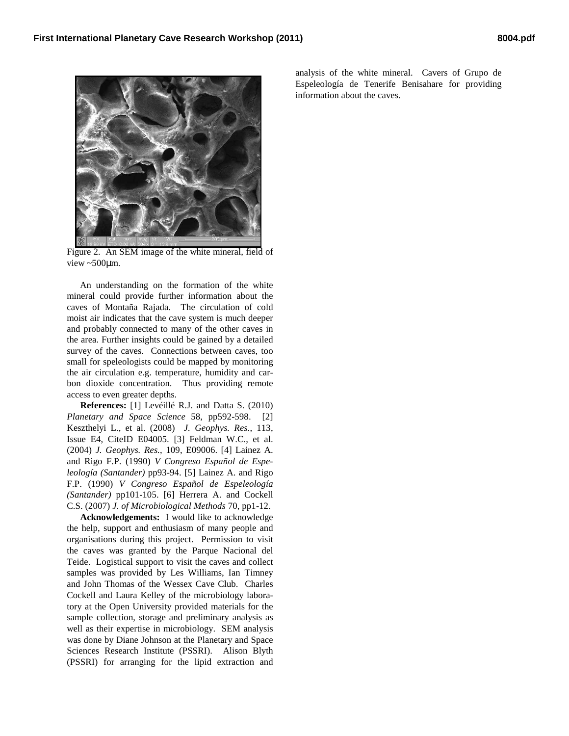Figure 2. An SEM image of the white mineral, field of view ~500μm.

An understanding on the formation of the white mineral could provide further information about the caves of Montaña Rajada. The circulation of cold moist air indicates that the cave system is much deeper and probably connected to many of the other caves in the area. Further insights could be gained by a detailed survey of the caves. Connections between caves, too small for speleologists could be mapped by monitoring the air circulation e.g. temperature, humidity and carbon dioxide concentration. Thus providing remote access to even greater depths.

**References:** [1] Levéillé R.J. and Datta S. (2010) *Planetary and Space Science* 58, pp592-598. [2] Keszthelyi L., et al. (2008) *J. Geophys. Res.*, 113, Issue E4, CiteID E04005. [3] Feldman W.C., et al. (2004) *J. Geophys. Res.*, 109, E09006. [4] Lainez A. and Rigo F.P. (1990) *V Congreso Español de Espeleología (Santander)* pp93-94. [5] Lainez A. and Rigo F.P. (1990) *V Congreso Español de Espeleología (Santander)* pp101-105. [6] Herrera A. and Cockell C.S. (2007) *J. of Microbiological Methods* 70, pp1-12.

**Acknowledgements:** I would like to acknowledge the help, support and enthusiasm of many people and organisations during this project. Permission to visit the caves was granted by the Parque Nacional del Teide. Logistical support to visit the caves and collect samples was provided by Les Williams, Ian Timney and John Thomas of the Wessex Cave Club. Charles Cockell and Laura Kelley of the microbiology laboratory at the Open University provided materials for the sample collection, storage and preliminary analysis as well as their expertise in microbiology. SEM analysis was done by Diane Johnson at the Planetary and Space Sciences Research Institute (PSSRI). Alison Blyth (PSSRI) for arranging for the lipid extraction and analysis of the white mineral. Cavers of Grupo de Espeleología de Tenerife Benisahare for providing information about the caves.